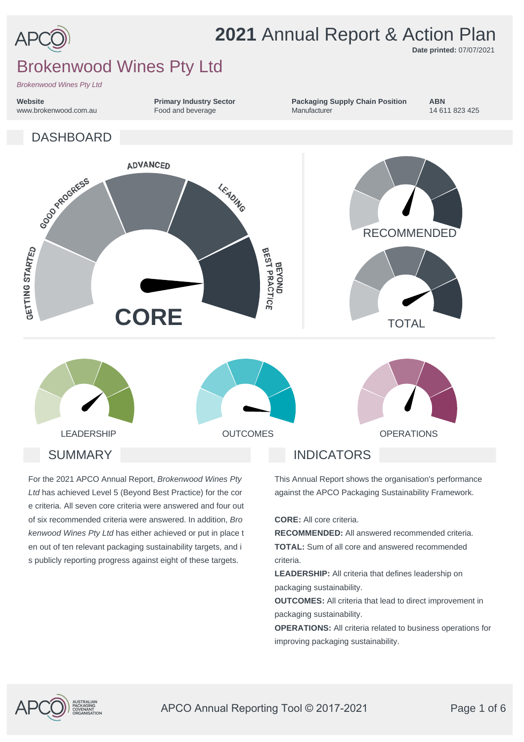# 2021 Annual Report & Action Plan

**Date printed:** 07/07/2021

# Brokenwood Wines Pty Ltd

*Brokenwood Wines Pty Ltd*

**Website**
www.brokenwood.com.au

**Primary Industry Sector**
Food and beverage

**Packaging Supply Chain Position**
Manufacturer

**ABN**
14 611 823 425

## DASHBOARD

GETTING STARTED · GOOD PROGRESS · ADVANCED · LEADING · BEYOND BEST PRACTICE

CORE

RECOMMENDED

TOTAL

LEADERSHIP

OUTCOMES

OPERATIONS

## SUMMARY

For the 2021 APCO Annual Report, *Brokenwood Wines Pty Ltd* has achieved Level 5 (Beyond Best Practice) for the core criteria. All seven core criteria were answered and four out of six recommended criteria were answered. In addition, *Brokenwood Wines Pty Ltd* has either achieved or put in place ten out of ten relevant packaging sustainability targets, and is publicly reporting progress against eight of these targets.

## INDICATORS

This Annual Report shows the organisation's performance against the APCO Packaging Sustainability Framework.

**CORE:** All core criteria.

**RECOMMENDED:** All answered recommended criteria.

**TOTAL:** Sum of all core and answered recommended criteria.

**LEADERSHIP:** All criteria that defines leadership on packaging sustainability.

**OUTCOMES:** All criteria that lead to direct improvement in packaging sustainability.

**OPERATIONS:** All criteria related to business operations for improving packaging sustainability.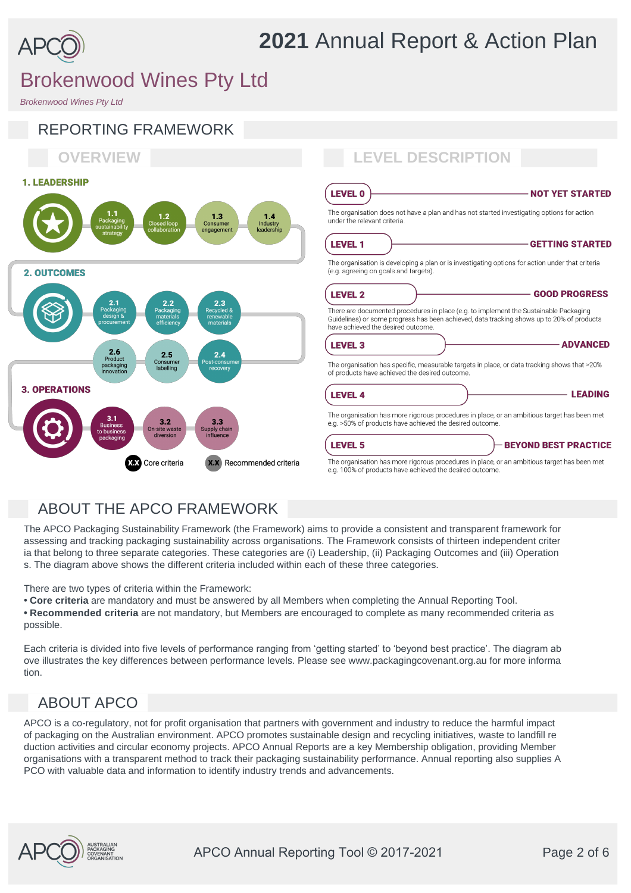# 2021 Annual Report & Action Plan

## Brokenwood Wines Pty Ltd

*Brokenwood Wines Pty Ltd*

## REPORTING FRAMEWORK

### OVERVIEW

**1. LEADERSHIP**

- 1.1 Packaging sustainability strategy
- 1.2 Closed loop collaboration
- 1.3 Consumer engagement
- 1.4 Industry leadership

**2. OUTCOMES**

- 2.1 Packaging design & procurement
- 2.2 Packaging materials efficiency
- 2.3 Recycled & renewable materials
- 2.4 Post-consumer recovery
- 2.5 Consumer labelling
- 2.6 Product packaging innovation

**3. OPERATIONS**

- 3.1 Business to business packaging
- 3.2 On-site waste diversion
- 3.3 Supply chain influence

X.X Core criteria   X.X Recommended criteria

### LEVEL DESCRIPTION

**LEVEL 0 — NOT YET STARTED**

The organisation does not have a plan and has not started investigating options for action under the relevant criteria.

**LEVEL 1 — GETTING STARTED**

The organisation is developing a plan or is investigating options for action under that criteria (e.g. agreeing on goals and targets).

**LEVEL 2 — GOOD PROGRESS**

There are documented procedures in place (e.g. to implement the Sustainable Packaging Guidelines) or some progress has been achieved, data tracking shows up to 20% of products have achieved the desired outcome.

**LEVEL 3 — ADVANCED**

The organisation has specific, measurable targets in place, or data tracking shows that >20% of products have achieved the desired outcome.

**LEVEL 4 — LEADING**

The organisation has more rigorous procedures in place, or an ambitious target has been met e.g. >50% of products have achieved the desired outcome.

**LEVEL 5 — BEYOND BEST PRACTICE**

The organisation has more rigorous procedures in place, or an ambitious target has been met e.g. 100% of products have achieved the desired outcome.

## ABOUT THE APCO FRAMEWORK

The APCO Packaging Sustainability Framework (the Framework) aims to provide a consistent and transparent framework for assessing and tracking packaging sustainability across organisations. The Framework consists of thirteen independent criteria that belong to three separate categories. These categories are (i) Leadership, (ii) Packaging Outcomes and (iii) Operations. The diagram above shows the different criteria included within each of these three categories.

There are two types of criteria within the Framework:
- **Core criteria** are mandatory and must be answered by all Members when completing the Annual Reporting Tool.
- **Recommended criteria** are not mandatory, but Members are encouraged to complete as many recommended criteria as possible.

Each criteria is divided into five levels of performance ranging from 'getting started' to 'beyond best practice'. The diagram above illustrates the key differences between performance levels. Please see www.packagingcovenant.org.au for more information.

## ABOUT APCO

APCO is a co-regulatory, not for profit organisation that partners with government and industry to reduce the harmful impact of packaging on the Australian environment. APCO promotes sustainable design and recycling initiatives, waste to landfill reduction activities and circular economy projects. APCO Annual Reports are a key Membership obligation, providing Member organisations with a transparent method to track their packaging sustainability performance. Annual reporting also supplies APCO with valuable data and information to identify industry trends and advancements.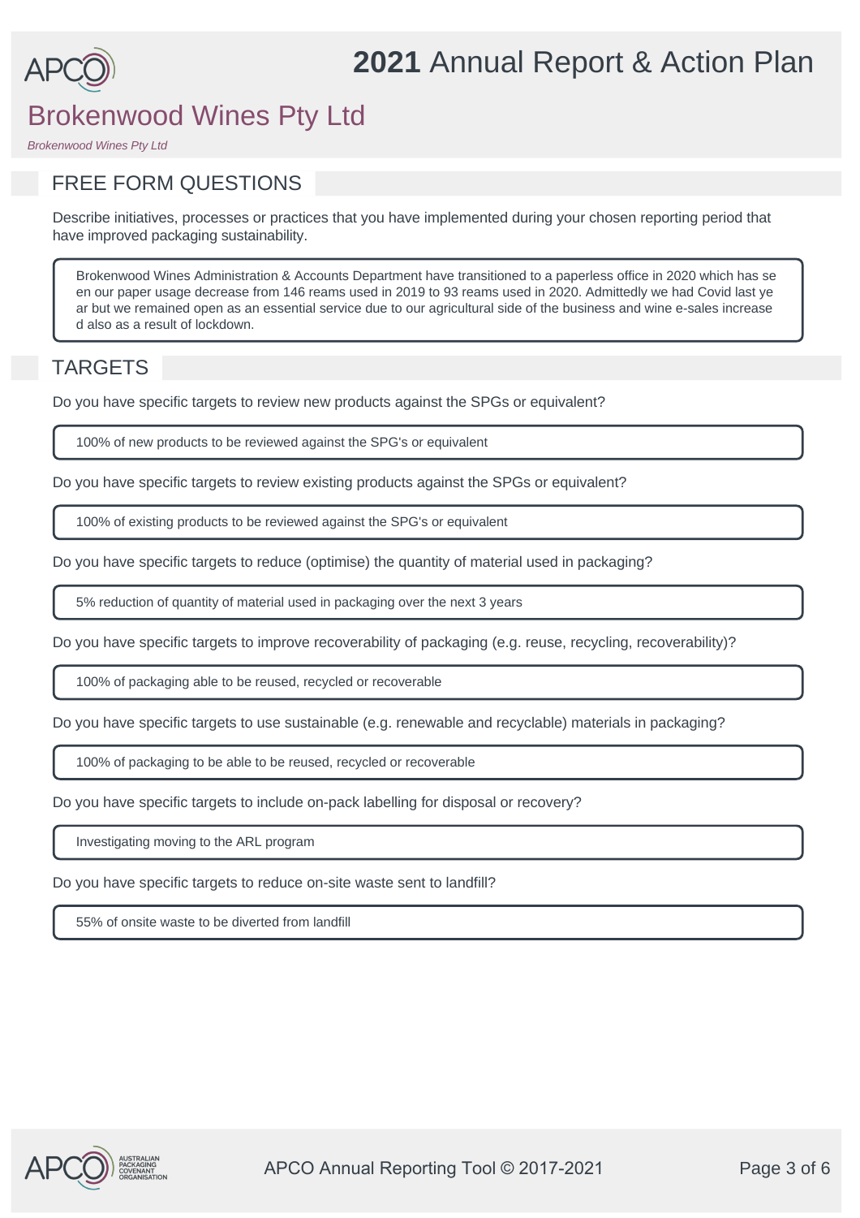# 2021 Annual Report & Action Plan

## Brokenwood Wines Pty Ltd

*Brokenwood Wines Pty Ltd*

## FREE FORM QUESTIONS

Describe initiatives, processes or practices that you have implemented during your chosen reporting period that have improved packaging sustainability.

> Brokenwood Wines Administration & Accounts Department have transitioned to a paperless office in 2020 which has seen our paper usage decrease from 146 reams used in 2019 to 93 reams used in 2020. Admittedly we had Covid last year but we remained open as an essential service due to our agricultural side of the business and wine e-sales increased also as a result of lockdown.

## TARGETS

Do you have specific targets to review new products against the SPGs or equivalent?

> 100% of new products to be reviewed against the SPG's or equivalent

Do you have specific targets to review existing products against the SPGs or equivalent?

> 100% of existing products to be reviewed against the SPG's or equivalent

Do you have specific targets to reduce (optimise) the quantity of material used in packaging?

> 5% reduction of quantity of material used in packaging over the next 3 years

Do you have specific targets to improve recoverability of packaging (e.g. reuse, recycling, recoverability)?

> 100% of packaging able to be reused, recycled or recoverable

Do you have specific targets to use sustainable (e.g. renewable and recyclable) materials in packaging?

> 100% of packaging to be able to be reused, recycled or recoverable

Do you have specific targets to include on-pack labelling for disposal or recovery?

> Investigating moving to the ARL program

Do you have specific targets to reduce on-site waste sent to landfill?

> 55% of onsite waste to be diverted from landfill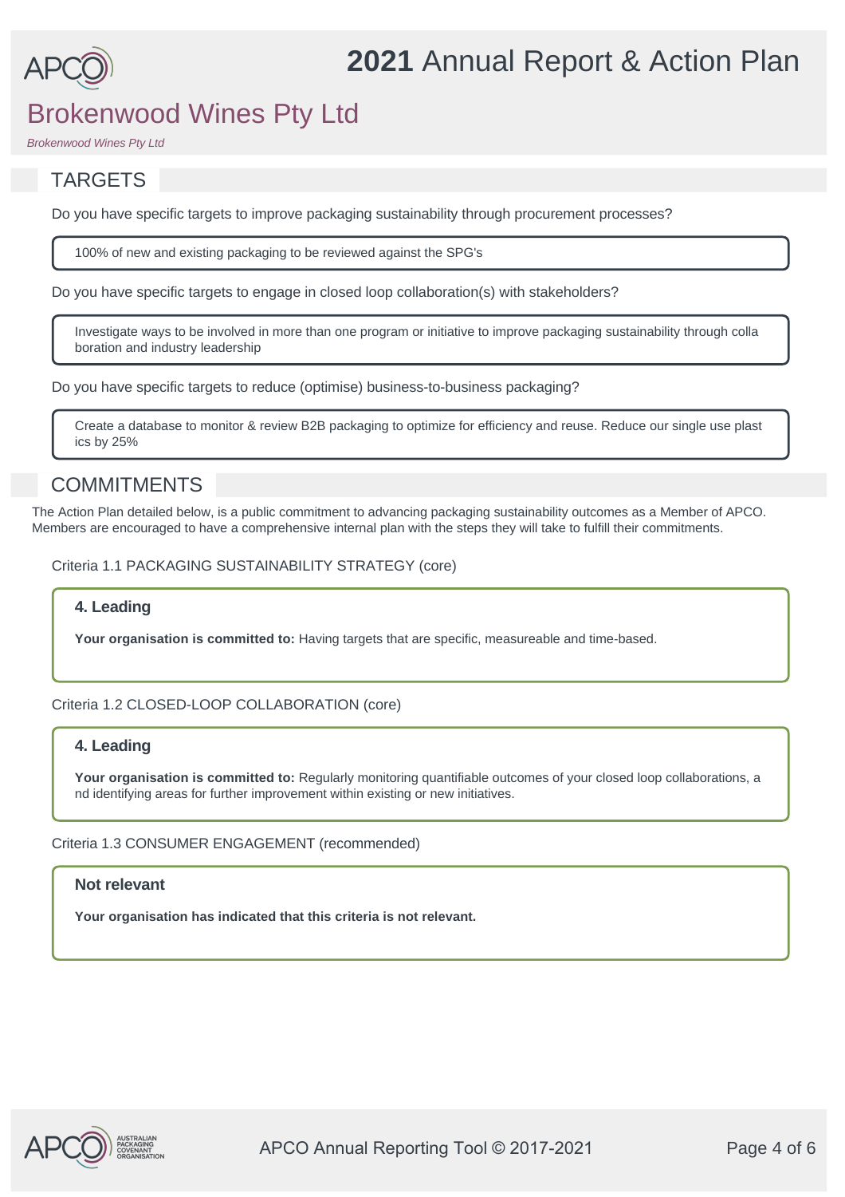# 2021 Annual Report & Action Plan

## Brokenwood Wines Pty Ltd

*Brokenwood Wines Pty Ltd*

## TARGETS

Do you have specific targets to improve packaging sustainability through procurement processes?

> 100% of new and existing packaging to be reviewed against the SPG's

Do you have specific targets to engage in closed loop collaboration(s) with stakeholders?

> Investigate ways to be involved in more than one program or initiative to improve packaging sustainability through collaboration and industry leadership

Do you have specific targets to reduce (optimise) business-to-business packaging?

> Create a database to monitor & review B2B packaging to optimize for efficiency and reuse. Reduce our single use plastics by 25%

## COMMITMENTS

The Action Plan detailed below, is a public commitment to advancing packaging sustainability outcomes as a Member of APCO. Members are encouraged to have a comprehensive internal plan with the steps they will take to fulfill their commitments.

Criteria 1.1 PACKAGING SUSTAINABILITY STRATEGY (core)

> **4. Leading**
>
> **Your organisation is committed to:** Having targets that are specific, measureable and time-based.

Criteria 1.2 CLOSED-LOOP COLLABORATION (core)

> **4. Leading**
>
> **Your organisation is committed to:** Regularly monitoring quantifiable outcomes of your closed loop collaborations, and identifying areas for further improvement within existing or new initiatives.

Criteria 1.3 CONSUMER ENGAGEMENT (recommended)

> **Not relevant**
>
> **Your organisation has indicated that this criteria is not relevant.**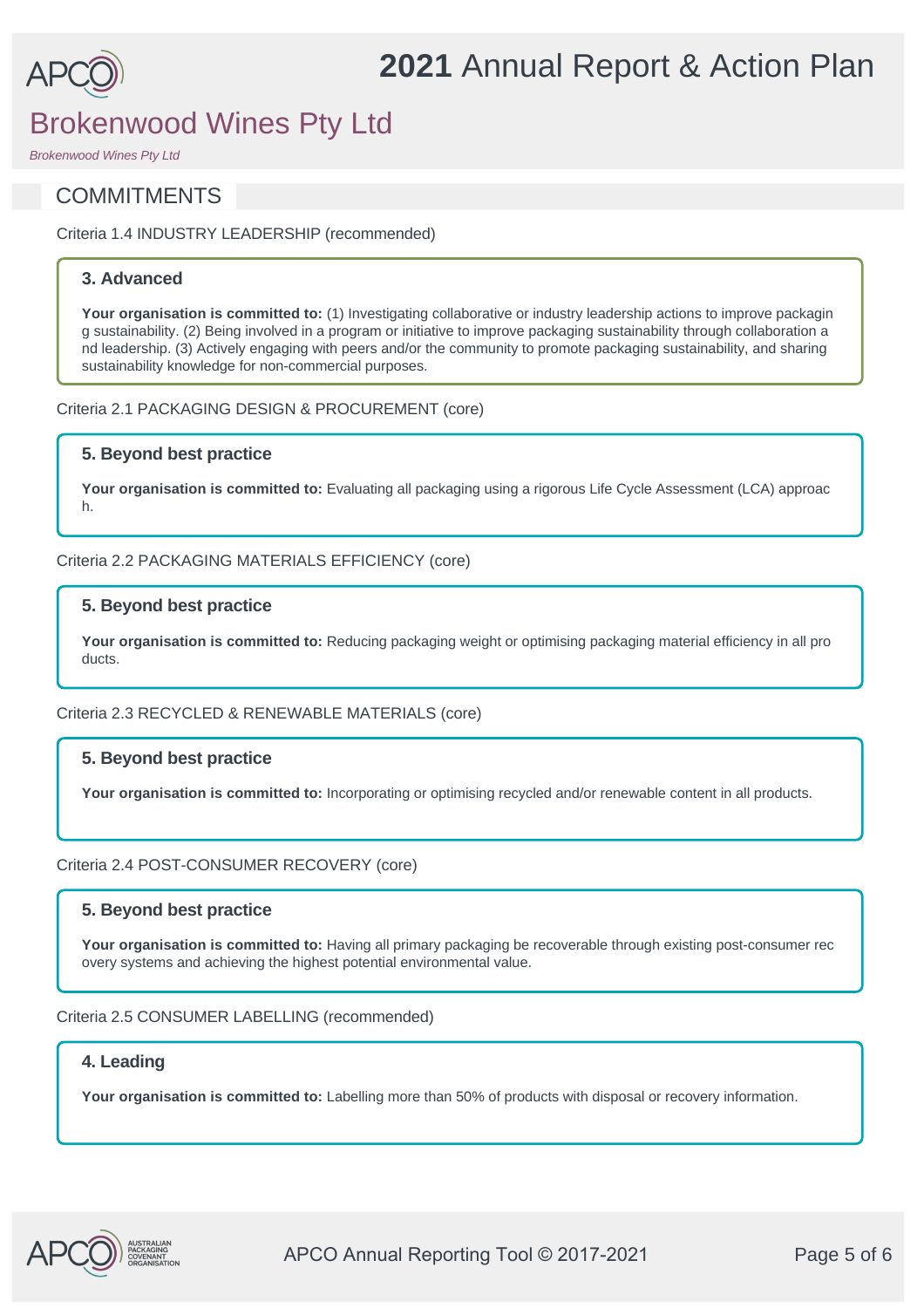# 2021 Annual Report & Action Plan

## Brokenwood Wines Pty Ltd

*Brokenwood Wines Pty Ltd*

## COMMITMENTS

Criteria 1.4 INDUSTRY LEADERSHIP (recommended)

### 3. Advanced

**Your organisation is committed to:** (1) Investigating collaborative or industry leadership actions to improve packaging sustainability. (2) Being involved in a program or initiative to improve packaging sustainability through collaboration and leadership. (3) Actively engaging with peers and/or the community to promote packaging sustainability, and sharing sustainability knowledge for non-commercial purposes.

Criteria 2.1 PACKAGING DESIGN & PROCUREMENT (core)

### 5. Beyond best practice

**Your organisation is committed to:** Evaluating all packaging using a rigorous Life Cycle Assessment (LCA) approach.

Criteria 2.2 PACKAGING MATERIALS EFFICIENCY (core)

### 5. Beyond best practice

**Your organisation is committed to:** Reducing packaging weight or optimising packaging material efficiency in all products.

Criteria 2.3 RECYCLED & RENEWABLE MATERIALS (core)

### 5. Beyond best practice

**Your organisation is committed to:** Incorporating or optimising recycled and/or renewable content in all products.

Criteria 2.4 POST-CONSUMER RECOVERY (core)

### 5. Beyond best practice

**Your organisation is committed to:** Having all primary packaging be recoverable through existing post-consumer recovery systems and achieving the highest potential environmental value.

Criteria 2.5 CONSUMER LABELLING (recommended)

### 4. Leading

**Your organisation is committed to:** Labelling more than 50% of products with disposal or recovery information.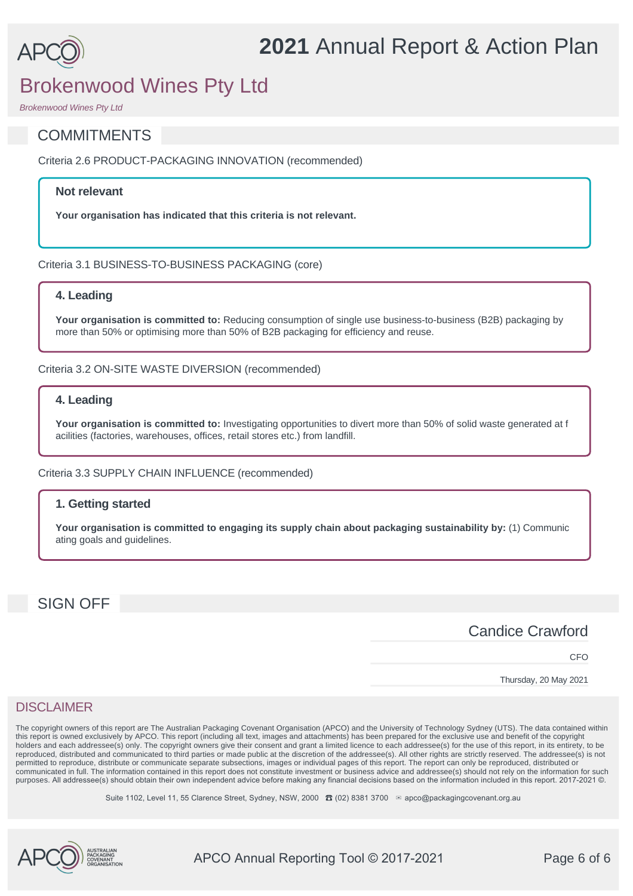# 2021 Annual Report & Action Plan

# Brokenwood Wines Pty Ltd

*Brokenwood Wines Pty Ltd*

## COMMITMENTS

Criteria 2.6 PRODUCT-PACKAGING INNOVATION (recommended)

**Not relevant**

**Your organisation has indicated that this criteria is not relevant.**

Criteria 3.1 BUSINESS-TO-BUSINESS PACKAGING (core)

**4. Leading**

**Your organisation is committed to:** Reducing consumption of single use business-to-business (B2B) packaging by more than 50% or optimising more than 50% of B2B packaging for efficiency and reuse.

Criteria 3.2 ON-SITE WASTE DIVERSION (recommended)

**4. Leading**

**Your organisation is committed to:** Investigating opportunities to divert more than 50% of solid waste generated at f acilities (factories, warehouses, offices, retail stores etc.) from landfill.

Criteria 3.3 SUPPLY CHAIN INFLUENCE (recommended)

**1. Getting started**

**Your organisation is committed to engaging its supply chain about packaging sustainability by:** (1) Communic ating goals and guidelines.

## SIGN OFF

Candice Crawford

CFO

Thursday, 20 May 2021

## DISCLAIMER

The copyright owners of this report are The Australian Packaging Covenant Organisation (APCO) and the University of Technology Sydney (UTS). The data contained within this report is owned exclusively by APCO. This report (including all text, images and attachments) has been prepared for the exclusive use and benefit of the copyright holders and each addressee(s) only. The copyright owners give their consent and grant a limited licence to each addressee(s) for the use of this report, in its entirety, to be reproduced, distributed and communicated to third parties or made public at the discretion of the addressee(s). All other rights are strictly reserved. The addressee(s) is not permitted to reproduce, distribute or communicate separate subsections, images or individual pages of this report. The report can only be reproduced, distributed or communicated in full. The information contained in this report does not constitute investment or business advice and addressee(s) should not rely on the information for such purposes. All addressee(s) should obtain their own independent advice before making any financial decisions based on the information included in this report. 2017-2021 ©.

Suite 1102, Level 11, 55 Clarence Street, Sydney, NSW, 2000 ☎ (02) 8381 3700 ✉ apco@packagingcovenant.org.au